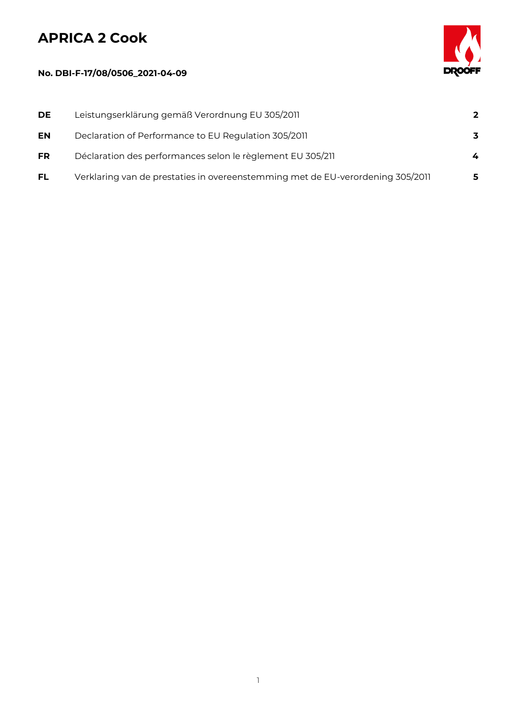# APRICA 2 Cook

**No. DBI-F-17/08/0506_2021-04-09**

| | | |
|---|---|---|
| **DE** | Leistungserklärung gemäß Verordnung EU 305/2011 | **2** |
| **EN** | Declaration of Performance to EU Regulation 305/2011 | **3** |
| **FR** | Déclaration des performances selon le règlement EU 305/211 | **4** |
| **FL** | Verklaring van de prestaties in overeenstemming met de EU-verordening 305/2011 | **5** |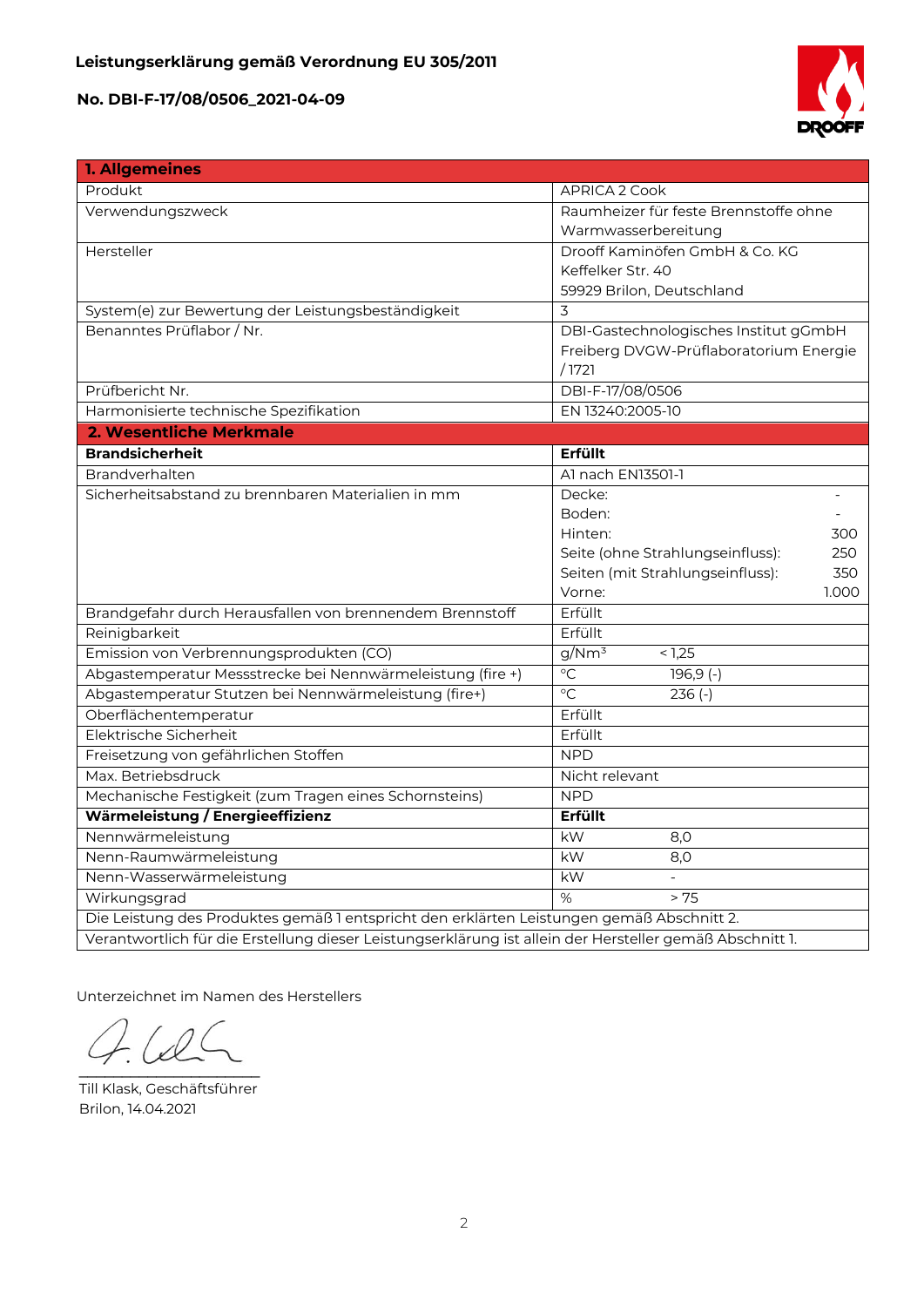**Leistungserklärung gemäß Verordnung EU 305/2011**

**No. DBI-F-17/08/0506_2021-04-09**

| **1. Allgemeines** | |
|---|---|
| Produkt | APRICA 2 Cook |
| Verwendungszweck | Raumheizer für feste Brennstoffe ohne Warmwasserbereitung |
| Hersteller | Drooff Kaminöfen GmbH & Co. KG<br>Keffelker Str. 40<br>59929 Brilon, Deutschland |
| System(e) zur Bewertung der Leistungsbeständigkeit | 3 |
| Benanntes Prüflabor / Nr. | DBI-Gastechnologisches Institut gGmbH Freiberg DVGW-Prüflaboratorium Energie / 1721 |
| Prüfbericht Nr. | DBI-F-17/08/0506 |
| Harmonisierte technische Spezifikation | EN 13240:2005-10 |
| **2. Wesentliche Merkmale** | |
| **Brandsicherheit** | **Erfüllt** |
| Brandverhalten | A1 nach EN13501-1 |
| Sicherheitsabstand zu brennbaren Materialien in mm | Decke: -<br>Boden: -<br>Hinten: 300<br>Seite (ohne Strahlungseinfluss): 250<br>Seiten (mit Strahlungseinfluss): 350<br>Vorne: 1.000 |
| Brandgefahr durch Herausfallen von brennendem Brennstoff | Erfüllt |
| Reinigbarkeit | Erfüllt |
| Emission von Verbrennungsprodukten (CO) | g/Nm³ < 1,25 |
| Abgastemperatur Messstrecke bei Nennwärmeleistung (fire +) | °C 196,9 (-) |
| Abgastemperatur Stutzen bei Nennwärmeleistung (fire+) | °C 236 (-) |
| Oberflächentemperatur | Erfüllt |
| Elektrische Sicherheit | Erfüllt |
| Freisetzung von gefährlichen Stoffen | NPD |
| Max. Betriebsdruck | Nicht relevant |
| Mechanische Festigkeit (zum Tragen eines Schornsteins) | NPD |
| **Wärmeleistung / Energieeffizienz** | **Erfüllt** |
| Nennwärmeleistung | kW 8,0 |
| Nenn-Raumwärmeleistung | kW 8,0 |
| Nenn-Wasserwärmeleistung | kW - |
| Wirkungsgrad | % > 75 |
| Die Leistung des Produktes gemäß 1 entspricht den erklärten Leistungen gemäß Abschnitt 2. | |
| Verantwortlich für die Erstellung dieser Leistungserklärung ist allein der Hersteller gemäß Abschnitt 1. | |

Unterzeichnet im Namen des Herstellers

Till Klask, Geschäftsführer
Brilon, 14.04.2021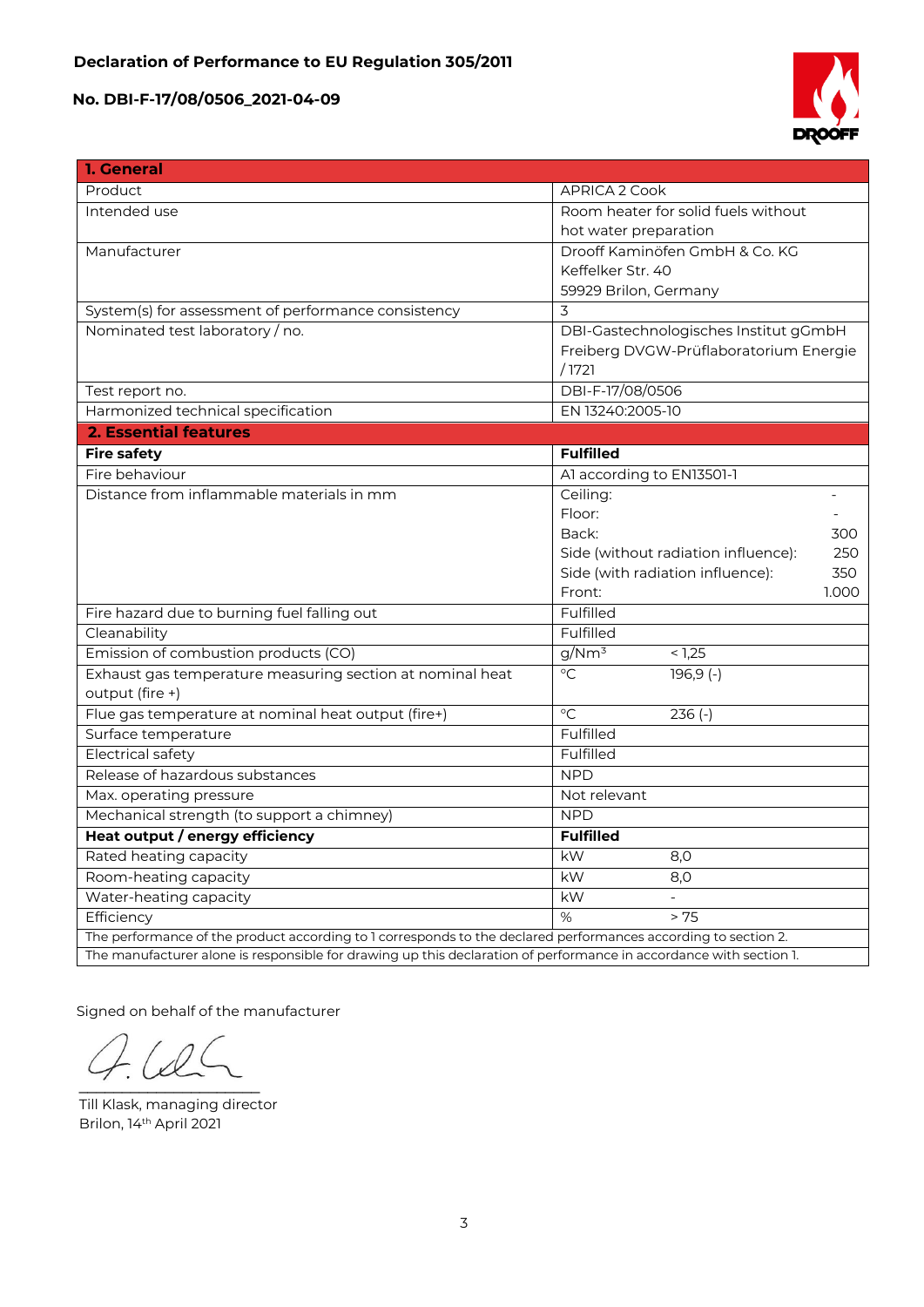# Declaration of Performance to EU Regulation 305/2011

## No. DBI-F-17/08/0506_2021-04-09

| **1. General** | |
|---|---|
| Product | APRICA 2 Cook |
| Intended use | Room heater for solid fuels without hot water preparation |
| Manufacturer | Drooff Kaminöfen GmbH & Co. KG<br>Keffelker Str. 40<br>59929 Brilon, Germany |
| System(s) for assessment of performance consistency | 3 |
| Nominated test laboratory / no. | DBI-Gastechnologisches Institut gGmbH Freiberg DVGW-Prüflaboratorium Energie / 1721 |
| Test report no. | DBI-F-17/08/0506 |
| Harmonized technical specification | EN 13240:2005-10 |
| **2. Essential features** | |
| **Fire safety** | **Fulfilled** |
| Fire behaviour | A1 according to EN13501-1 |
| Distance from inflammable materials in mm | Ceiling: -<br>Floor: -<br>Back: 300<br>Side (without radiation influence): 250<br>Side (with radiation influence): 350<br>Front: 1.000 |
| Fire hazard due to burning fuel falling out | Fulfilled |
| Cleanability | Fulfilled |
| Emission of combustion products (CO) | g/Nm³ < 1,25 |
| Exhaust gas temperature measuring section at nominal heat output (fire +) | °C 196,9 (-) |
| Flue gas temperature at nominal heat output (fire+) | °C 236 (-) |
| Surface temperature | Fulfilled |
| Electrical safety | Fulfilled |
| Release of hazardous substances | NPD |
| Max. operating pressure | Not relevant |
| Mechanical strength (to support a chimney) | NPD |
| **Heat output / energy efficiency** | **Fulfilled** |
| Rated heating capacity | kW 8,0 |
| Room-heating capacity | kW 8,0 |
| Water-heating capacity | kW - |
| Efficiency | % > 75 |
| The performance of the product according to 1 corresponds to the declared performances according to section 2. | |
| The manufacturer alone is responsible for drawing up this declaration of performance in accordance with section 1. | |

Signed on behalf of the manufacturer

Till Klask, managing director
Brilon, 14th April 2021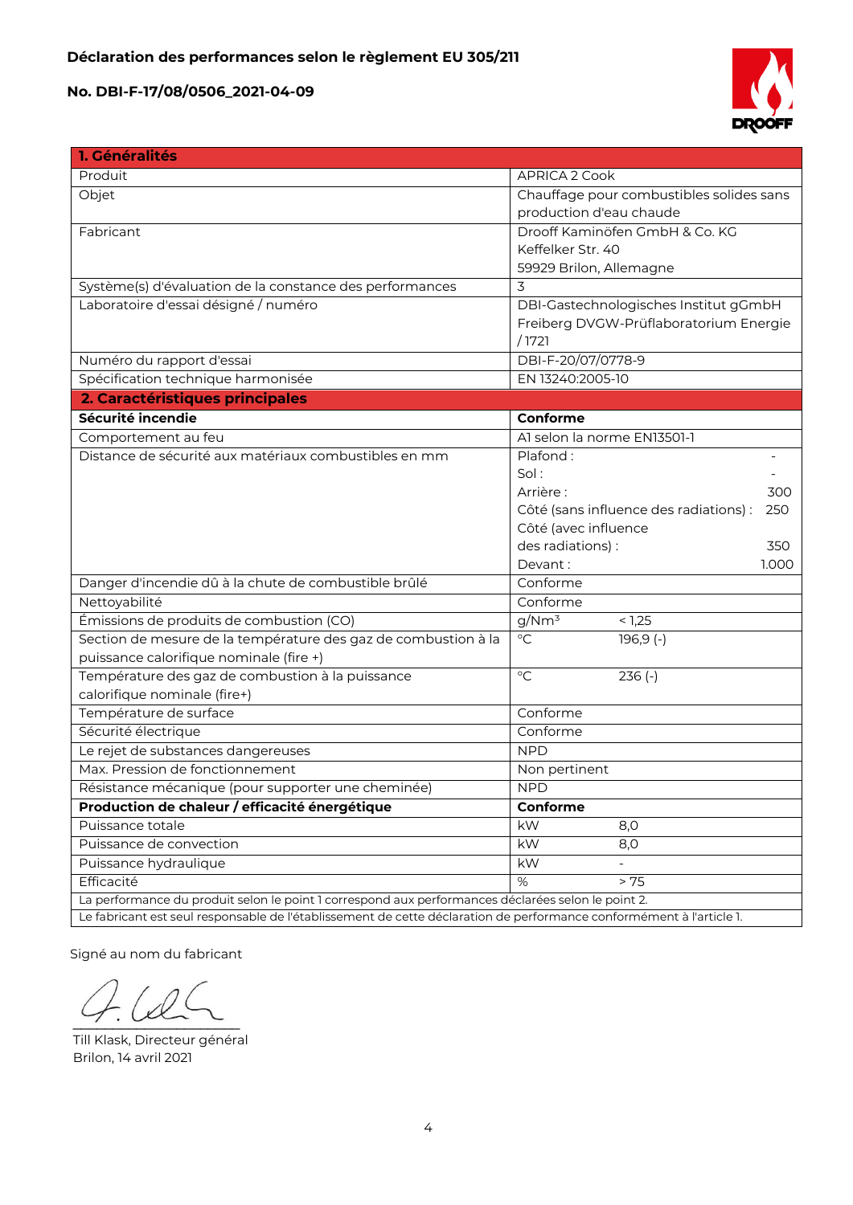**Déclaration des performances selon le règlement EU 305/211**

**No. DBI-F-17/08/0506_2021-04-09**

| **1. Généralités** | |
|---|---|
| Produit | APRICA 2 Cook |
| Objet | Chauffage pour combustibles solides sans production d'eau chaude |
| Fabricant | Drooff Kaminöfen GmbH & Co. KG<br>Keffelker Str. 40<br>59929 Brilon, Allemagne |
| Système(s) d'évaluation de la constance des performances | 3 |
| Laboratoire d'essai désigné / numéro | DBI-Gastechnologisches Institut gGmbH Freiberg DVGW-Prüflaboratorium Energie / 1721 |
| Numéro du rapport d'essai | DBI-F-20/07/0778-9 |
| Spécification technique harmonisée | EN 13240:2005-10 |
| **2. Caractéristiques principales** | |
| **Sécurité incendie** | **Conforme** |
| Comportement au feu | A1 selon la norme EN13501-1 |
| Distance de sécurité aux matériaux combustibles en mm | Plafond : -<br>Sol : -<br>Arrière : 300<br>Côté (sans influence des radiations) : 250<br>Côté (avec influence des radiations) : 350<br>Devant : 1.000 |
| Danger d'incendie dû à la chute de combustible brûlé | Conforme |
| Nettoyabilité | Conforme |
| Émissions de produits de combustion (CO) | $g/Nm^3$ < 1,25 |
| Section de mesure de la température des gaz de combustion à la puissance calorifique nominale (fire +) | °C 196,9 (-) |
| Température des gaz de combustion à la puissance calorifique nominale (fire+) | °C 236 (-) |
| Température de surface | Conforme |
| Sécurité électrique | Conforme |
| Le rejet de substances dangereuses | NPD |
| Max. Pression de fonctionnement | Non pertinent |
| Résistance mécanique (pour supporter une cheminée) | NPD |
| **Production de chaleur / efficacité énergétique** | **Conforme** |
| Puissance totale | kW 8,0 |
| Puissance de convection | kW 8,0 |
| Puissance hydraulique | kW - |
| Efficacité | % > 75 |
| La performance du produit selon le point 1 correspond aux performances déclarées selon le point 2. | |
| Le fabricant est seul responsable de l'établissement de cette déclaration de performance conformément à l'article 1. | |

Signé au nom du fabricant

Till Klask, Directeur général
Brilon, 14 avril 2021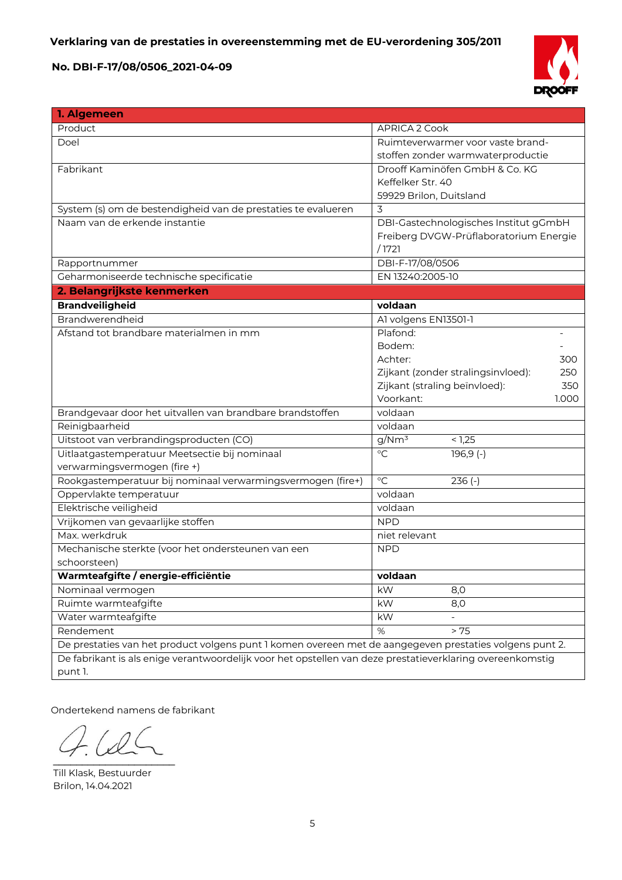**Verklaring van de prestaties in overeenstemming met de EU-verordening 305/2011**

**No. DBI-F-17/08/0506_2021-04-09**

| | | |
|---|---|---|
| **1. Algemeen** | | |
| Product | APRICA 2 Cook | |
| Doel | Ruimteverwarmer voor vaste brand-stoffen zonder warmwaterproductie | |
| Fabrikant | Drooff Kaminöfen GmbH & Co. KG<br>Keffelker Str. 40<br>59929 Brilon, Duitsland | |
| System (s) om de bestendigheid van de prestaties te evalueren | 3 | |
| Naam van de erkende instantie | DBI-Gastechnologisches Institut gGmbH Freiberg DVGW-Prüflaboratorium Energie / 1721 | |
| Rapportnummer | DBI-F-17/08/0506 | |
| Geharmoniseerde technische specificatie | EN 13240:2005-10 | |
| **2. Belangrijkste kenmerken** | | |
| **Brandveiligheid** | **voldaan** | |
| Brandwerendheid | A1 volgens EN13501-1 | |
| Afstand tot brandbare materialmen in mm | Plafond:<br>Bodem:<br>Achter:<br>Zijkant (zonder stralingsinvloed):<br>Zijkant (straling beïnvloed):<br>Voorkant: | -<br>-<br>300<br>250<br>350<br>1.000 |
| Brandgevaar door het uitvallen van brandbare brandstoffen | voldaan | |
| Reinigbaarheid | voldaan | |
| Uitstoot van verbrandingsproducten (CO) | g/Nm³ | < 1,25 |
| Uitlaatgastemperatuur Meetsectie bij nominaal verwarmingsvermogen (fire +) | °C | 196,9 (-) |
| Rookgastemperatuur bij nominaal verwarmingsvermogen (fire+) | °C | 236 (-) |
| Oppervlakte temperatuur | voldaan | |
| Elektrische veiligheid | voldaan | |
| Vrijkomen van gevaarlijke stoffen | NPD | |
| Max. werkdruk | niet relevant | |
| Mechanische sterkte (voor het ondersteunen van een schoorsteen) | NPD | |
| **Warmteafgifte / energie-efficiëntie** | **voldaan** | |
| Nominaal vermogen | kW | 8,0 |
| Ruimte warmteafgifte | kW | 8,0 |
| Water warmteafgifte | kW | - |
| Rendement | % | > 75 |
| De prestaties van het product volgens punt 1 komen overeen met de aangegeven prestaties volgens punt 2. | | |
| De fabrikant is als enige verantwoordelijk voor het opstellen van deze prestatieverklaring overeenkomstig punt 1. | | |

Ondertekend namens de fabrikant

Till Klask, Bestuurder
Brilon, 14.04.2021